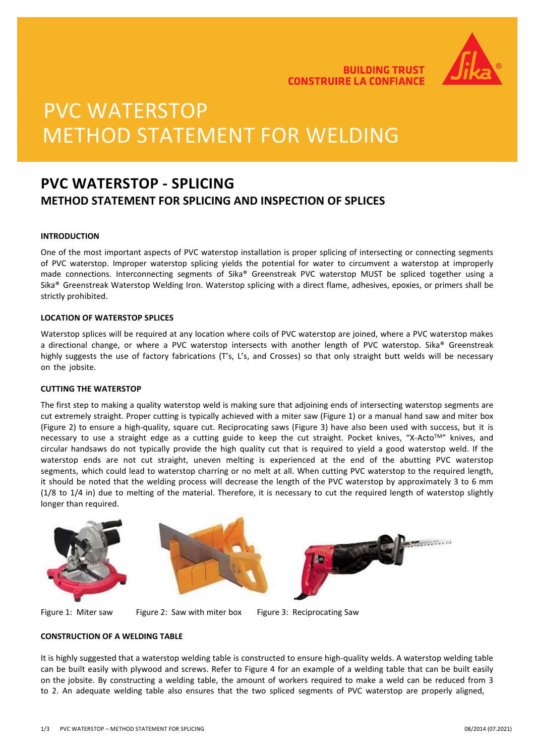BUILDING TRUST
CONSTRUIRE LA CONFIANCE

# PVC WATERSTOP METHOD STATEMENT FOR WELDING

## PVC WATERSTOP - SPLICING

### METHOD STATEMENT FOR SPLICING AND INSPECTION OF SPLICES

**INTRODUCTION**

One of the most important aspects of PVC waterstop installation is proper splicing of intersecting or connecting segments of PVC waterstop. Improper waterstop splicing yields the potential for water to circumvent a waterstop at improperly made connections. Interconnecting segments of Sika® Greenstreak PVC waterstop MUST be spliced together using a Sika® Greenstreak Waterstop Welding Iron. Waterstop splicing with a direct flame, adhesives, epoxies, or primers shall be strictly prohibited.

**LOCATION OF WATERSTOP SPLICES**

Waterstop splices will be required at any location where coils of PVC waterstop are joined, where a PVC waterstop makes a directional change, or where a PVC waterstop intersects with another length of PVC waterstop. Sika® Greenstreak highly suggests the use of factory fabrications (T's, L's, and Crosses) so that only straight butt welds will be necessary on the jobsite.

**CUTTING THE WATERSTOP**

The first step to making a quality waterstop weld is making sure that adjoining ends of intersecting waterstop segments are cut extremely straight. Proper cutting is typically achieved with a miter saw (Figure 1) or a manual hand saw and miter box (Figure 2) to ensure a high-quality, square cut. Reciprocating saws (Figure 3) have also been used with success, but it is necessary to use a straight edge as a cutting guide to keep the cut straight. Pocket knives, "X-Acto™" knives, and circular handsaws do not typically provide the high quality cut that is required to yield a good waterstop weld. If the waterstop ends are not cut straight, uneven melting is experienced at the end of the abutting PVC waterstop segments, which could lead to waterstop charring or no melt at all. When cutting PVC waterstop to the required length, it should be noted that the welding process will decrease the length of the PVC waterstop by approximately 3 to 6 mm (1/8 to 1/4 in) due to melting of the material. Therefore, it is necessary to cut the required length of waterstop slightly longer than required.

Figure 1: Miter saw

Figure 2: Saw with miter box

Figure 3: Reciprocating Saw

**CONSTRUCTION OF A WELDING TABLE**

It is highly suggested that a waterstop welding table is constructed to ensure high-quality welds. A waterstop welding table can be built easily with plywood and screws. Refer to Figure 4 for an example of a welding table that can be built easily on the jobsite. By constructing a welding table, the amount of workers required to make a weld can be reduced from 3 to 2. An adequate welding table also ensures that the two spliced segments of PVC waterstop are properly aligned,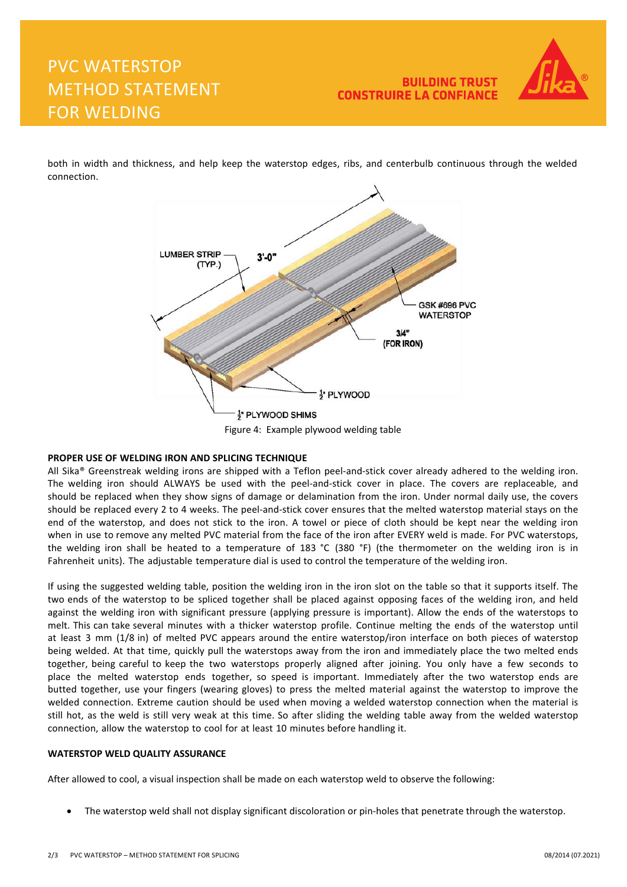both in width and thickness, and help keep the waterstop edges, ribs, and centerbulb continuous through the welded connection.

Figure 4: Example plywood welding table

**PROPER USE OF WELDING IRON AND SPLICING TECHNIQUE**

All Sika® Greenstreak welding irons are shipped with a Teflon peel-and-stick cover already adhered to the welding iron. The welding iron should ALWAYS be used with the peel-and-stick cover in place. The covers are replaceable, and should be replaced when they show signs of damage or delamination from the iron. Under normal daily use, the covers should be replaced every 2 to 4 weeks. The peel-and-stick cover ensures that the melted waterstop material stays on the end of the waterstop, and does not stick to the iron. A towel or piece of cloth should be kept near the welding iron when in use to remove any melted PVC material from the face of the iron after EVERY weld is made. For PVC waterstops, the welding iron shall be heated to a temperature of 183 °C (380 °F) (the thermometer on the welding iron is in Fahrenheit units). The adjustable temperature dial is used to control the temperature of the welding iron.

If using the suggested welding table, position the welding iron in the iron slot on the table so that it supports itself. The two ends of the waterstop to be spliced together shall be placed against opposing faces of the welding iron, and held against the welding iron with significant pressure (applying pressure is important). Allow the ends of the waterstops to melt. This can take several minutes with a thicker waterstop profile. Continue melting the ends of the waterstop until at least 3 mm (1/8 in) of melted PVC appears around the entire waterstop/iron interface on both pieces of waterstop being welded. At that time, quickly pull the waterstops away from the iron and immediately place the two melted ends together, being careful to keep the two waterstops properly aligned after joining. You only have a few seconds to place the melted waterstop ends together, so speed is important. Immediately after the two waterstop ends are butted together, use your fingers (wearing gloves) to press the melted material against the waterstop to improve the welded connection. Extreme caution should be used when moving a welded waterstop connection when the material is still hot, as the weld is still very weak at this time. So after sliding the welding table away from the welded waterstop connection, allow the waterstop to cool for at least 10 minutes before handling it.

**WATERSTOP WELD QUALITY ASSURANCE**

After allowed to cool, a visual inspection shall be made on each waterstop weld to observe the following:

- The waterstop weld shall not display significant discoloration or pin-holes that penetrate through the waterstop.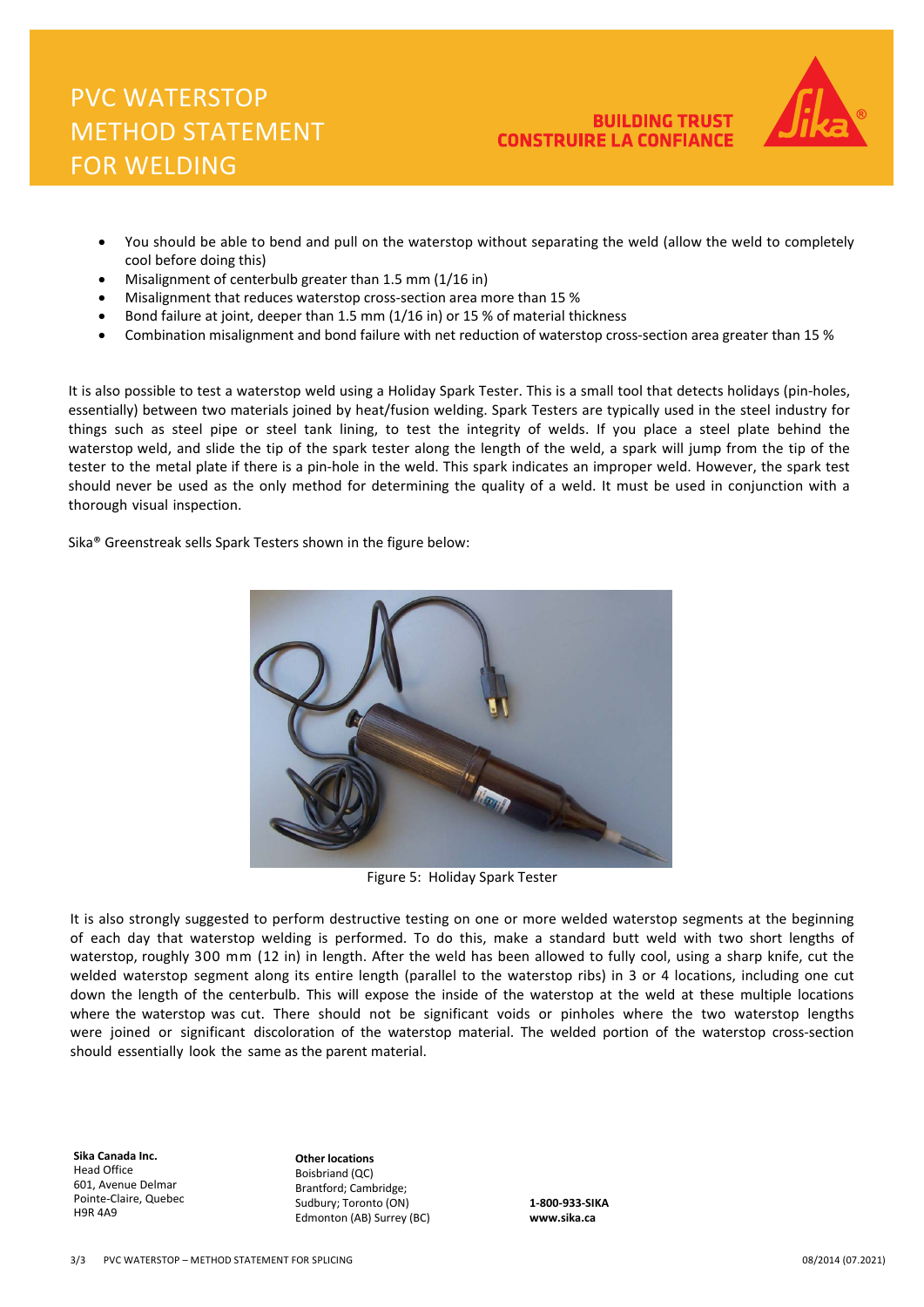- You should be able to bend and pull on the waterstop without separating the weld (allow the weld to completely cool before doing this)
- Misalignment of centerbulb greater than 1.5 mm (1/16 in)
- Misalignment that reduces waterstop cross-section area more than 15 %
- Bond failure at joint, deeper than 1.5 mm (1/16 in) or 15 % of material thickness
- Combination misalignment and bond failure with net reduction of waterstop cross-section area greater than 15 %

It is also possible to test a waterstop weld using a Holiday Spark Tester. This is a small tool that detects holidays (pin-holes, essentially) between two materials joined by heat/fusion welding. Spark Testers are typically used in the steel industry for things such as steel pipe or steel tank lining, to test the integrity of welds. If you place a steel plate behind the waterstop weld, and slide the tip of the spark tester along the length of the weld, a spark will jump from the tip of the tester to the metal plate if there is a pin-hole in the weld. This spark indicates an improper weld. However, the spark test should never be used as the only method for determining the quality of a weld. It must be used in conjunction with a thorough visual inspection.

Sika® Greenstreak sells Spark Testers shown in the figure below:

Figure 5: Holiday Spark Tester

It is also strongly suggested to perform destructive testing on one or more welded waterstop segments at the beginning of each day that waterstop welding is performed. To do this, make a standard butt weld with two short lengths of waterstop, roughly 300 mm (12 in) in length. After the weld has been allowed to fully cool, using a sharp knife, cut the welded waterstop segment along its entire length (parallel to the waterstop ribs) in 3 or 4 locations, including one cut down the length of the centerbulb. This will expose the inside of the waterstop at the weld at these multiple locations where the waterstop was cut. There should not be significant voids or pinholes where the two waterstop lengths were joined or significant discoloration of the waterstop material. The welded portion of the waterstop cross-section should essentially look the same as the parent material.

**Sika Canada Inc.**
Head Office
601, Avenue Delmar
Pointe-Claire, Quebec
H9R 4A9

**Other locations**
Boisbriand (QC)
Brantford; Cambridge;
Sudbury; Toronto (ON)
Edmonton (AB) Surrey (BC)

**1-800-933-SIKA**
**www.sika.ca**